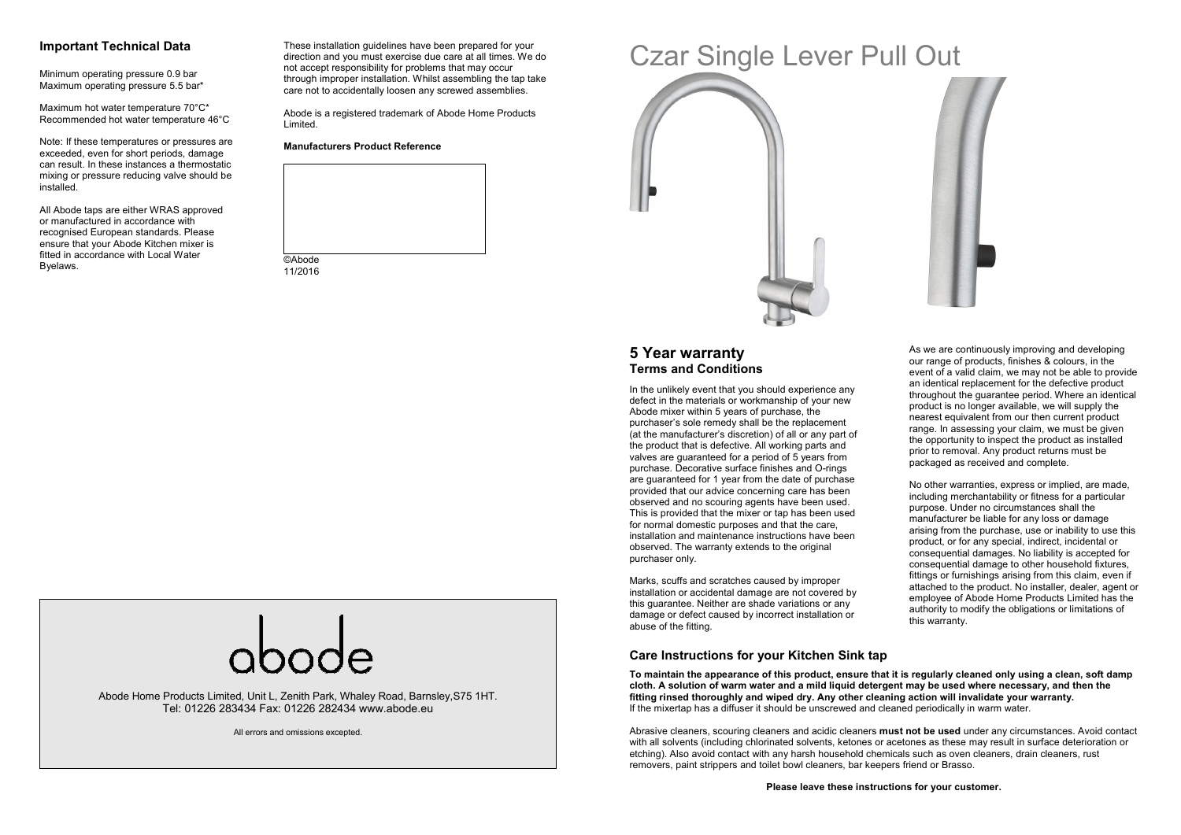## Important Technical Data

Minimum operating pressure 0.9 bar
Maximum operating pressure 5.5 bar*

Maximum hot water temperature 70°C*
Recommended hot water temperature 46°C

Note: If these temperatures or pressures are exceeded, even for short periods, damage can result. In these instances a thermostatic mixing or pressure reducing valve should be installed.

All Abode taps are either WRAS approved or manufactured in accordance with recognised European standards. Please ensure that your Abode Kitchen mixer is fitted in accordance with Local Water Byelaws.

These installation guidelines have been prepared for your direction and you must exercise due care at all times. We do not accept responsibility for problems that may occur through improper installation. Whilst assembling the tap take care not to accidentally loosen any screwed assemblies.

Abode is a registered trademark of Abode Home Products Limited.

**Manufacturers Product Reference**

©Abode
11/2016

abode

Abode Home Products Limited, Unit L, Zenith Park, Whaley Road, Barnsley,S75 1HT.
Tel: 01226 283434 Fax: 01226 282434 www.abode.eu

All errors and omissions excepted.

# Czar Single Lever Pull Out

## 5 Year warranty
### Terms and Conditions

In the unlikely event that you should experience any defect in the materials or workmanship of your new Abode mixer within 5 years of purchase, the purchaser's sole remedy shall be the replacement (at the manufacturer's discretion) of all or any part of the product that is defective. All working parts and valves are guaranteed for a period of 5 years from purchase. Decorative surface finishes and O-rings are guaranteed for 1 year from the date of purchase provided that our advice concerning care has been observed and no scouring agents have been used. This is provided that the mixer or tap has been used for normal domestic purposes and that the care, installation and maintenance instructions have been observed. The warranty extends to the original purchaser only.

Marks, scuffs and scratches caused by improper installation or accidental damage are not covered by this guarantee. Neither are shade variations or any damage or defect caused by incorrect installation or abuse of the fitting.

As we are continuously improving and developing our range of products, finishes & colours, in the event of a valid claim, we may not be able to provide an identical replacement for the defective product throughout the guarantee period. Where an identical product is no longer available, we will supply the nearest equivalent from our then current product range. In assessing your claim, we must be given the opportunity to inspect the product as installed prior to removal. Any product returns must be packaged as received and complete.

No other warranties, express or implied, are made, including merchantability or fitness for a particular purpose. Under no circumstances shall the manufacturer be liable for any loss or damage arising from the purchase, use or inability to use this product, or for any special, indirect, incidental or consequential damages. No liability is accepted for consequential damage to other household fixtures, fittings or furnishings arising from this claim, even if attached to the product. No installer, dealer, agent or employee of Abode Home Products Limited has the authority to modify the obligations or limitations of this warranty.

### Care Instructions for your Kitchen Sink tap

**To maintain the appearance of this product, ensure that it is regularly cleaned only using a clean, soft damp cloth. A solution of warm water and a mild liquid detergent may be used where necessary, and then the fitting rinsed thoroughly and wiped dry. Any other cleaning action will invalidate your warranty.**
If the mixertap has a diffuser it should be unscrewed and cleaned periodically in warm water.

Abrasive cleaners, scouring cleaners and acidic cleaners **must not be used** under any circumstances. Avoid contact with all solvents (including chlorinated solvents, ketones or acetones as these may result in surface deterioration or etching). Also avoid contact with any harsh household chemicals such as oven cleaners, drain cleaners, rust removers, paint strippers and toilet bowl cleaners, bar keepers friend or Brasso.

**Please leave these instructions for your customer.**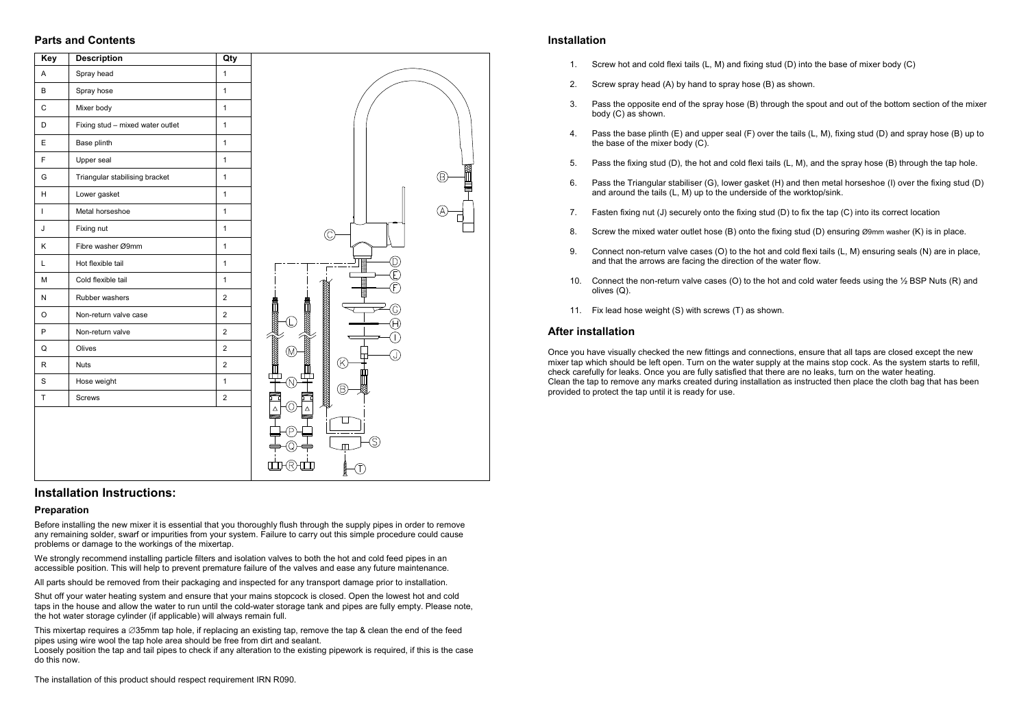## Parts and Contents

| Key | Description | Qty |
|---|---|---|
| A | Spray head | 1 |
| B | Spray hose | 1 |
| C | Mixer body | 1 |
| D | Fixing stud – mixed water outlet | 1 |
| E | Base plinth | 1 |
| F | Upper seal | 1 |
| G | Triangular stabilising bracket | 1 |
| H | Lower gasket | 1 |
| I | Metal horseshoe | 1 |
| J | Fixing nut | 1 |
| K | Fibre washer Ø9mm | 1 |
| L | Hot flexible tail | 1 |
| M | Cold flexible tail | 1 |
| N | Rubber washers | 2 |
| O | Non-return valve case | 2 |
| P | Non-return valve | 2 |
| Q | Olives | 2 |
| R | Nuts | 2 |
| S | Hose weight | 1 |
| T | Screws | 2 |

B
A
C
D
E
F
G
H
I
J
K
L
M
N
O
P
Q
R
S
T

# Installation Instructions:

### Preparation

Before installing the new mixer it is essential that you thoroughly flush through the supply pipes in order to remove any remaining solder, swarf or impurities from your system. Failure to carry out this simple procedure could cause problems or damage to the workings of the mixertap.

We strongly recommend installing particle filters and isolation valves to both the hot and cold feed pipes in an accessible position. This will help to prevent premature failure of the valves and ease any future maintenance.

All parts should be removed from their packaging and inspected for any transport damage prior to installation.

Shut off your water heating system and ensure that your mains stopcock is closed. Open the lowest hot and cold taps in the house and allow the water to run until the cold-water storage tank and pipes are fully empty. Please note, the hot water storage cylinder (if applicable) will always remain full.

This mixertap requires a ∅35mm tap hole, if replacing an existing tap, remove the tap & clean the end of the feed pipes using wire wool the tap hole area should be free from dirt and sealant.
Loosely position the tap and tail pipes to check if any alteration to the existing pipework is required, if this is the case do this now.

The installation of this product should respect requirement IRN R090.

## Installation

1. Screw hot and cold flexi tails (L, M) and fixing stud (D) into the base of mixer body (C)
2. Screw spray head (A) by hand to spray hose (B) as shown.
3. Pass the opposite end of the spray hose (B) through the spout and out of the bottom section of the mixer body (C) as shown.
4. Pass the base plinth (E) and upper seal (F) over the tails (L, M), fixing stud (D) and spray hose (B) up to the base of the mixer body (C).
5. Pass the fixing stud (D), the hot and cold flexi tails (L, M), and the spray hose (B) through the tap hole.
6. Pass the Triangular stabiliser (G), lower gasket (H) and then metal horseshoe (I) over the fixing stud (D) and around the tails (L, M) up to the underside of the worktop/sink.
7. Fasten fixing nut (J) securely onto the fixing stud (D) to fix the tap (C) into its correct location
8. Screw the mixed water outlet hose (B) onto the fixing stud (D) ensuring Ø9mm washer (K) is in place.
9. Connect non-return valve cases (O) to the hot and cold flexi tails (L, M) ensuring seals (N) are in place, and that the arrows are facing the direction of the water flow.
10. Connect the non-return valve cases (O) to the hot and cold water feeds using the ½ BSP Nuts (R) and olives (Q).
11. Fix lead hose weight (S) with screws (T) as shown.

## After installation

Once you have visually checked the new fittings and connections, ensure that all taps are closed except the new mixer tap which should be left open. Turn on the water supply at the mains stop cock. As the system starts to refill, check carefully for leaks. Once you are fully satisfied that there are no leaks, turn on the water heating.
Clean the tap to remove any marks created during installation as instructed then place the cloth bag that has been provided to protect the tap until it is ready for use.